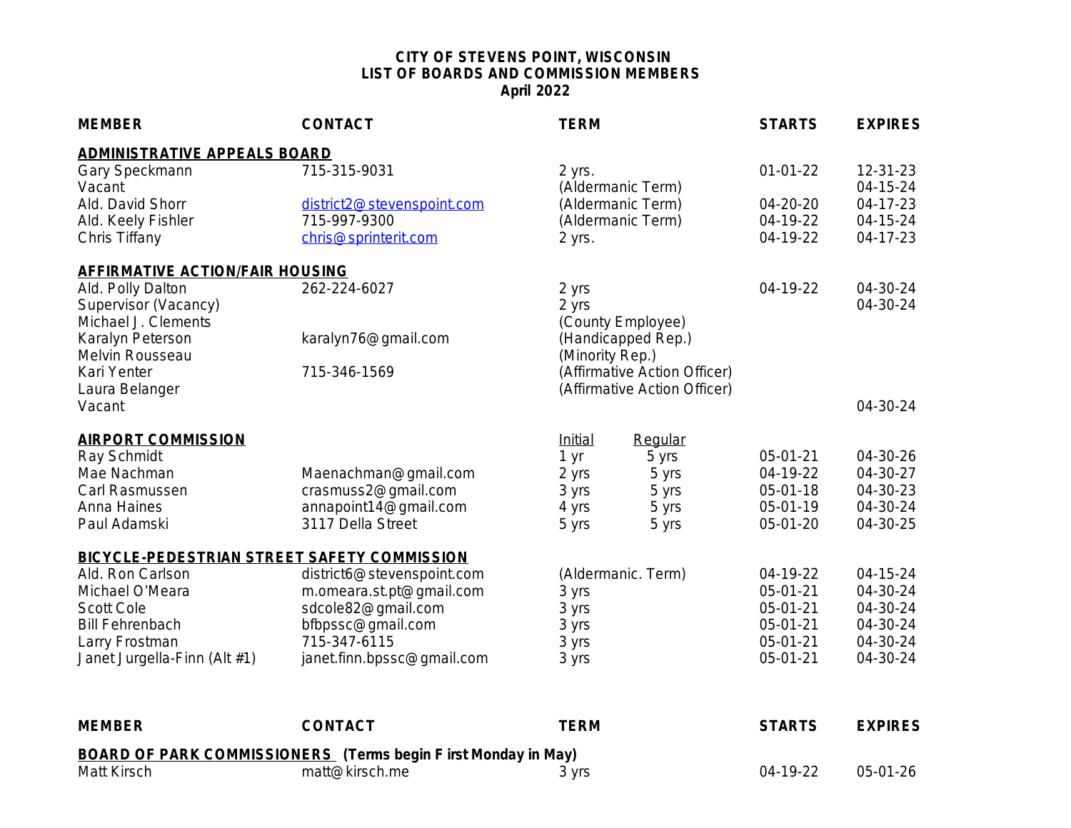**CITY OF STEVENS POINT, WISCONSIN**
**LIST OF BOARDS AND COMMISSION MEMBERS**
**April 2022**

| MEMBER | CONTACT | TERM | | STARTS | EXPIRES |
|---|---|---|---|---|---|
| **ADMINISTRATIVE APPEALS BOARD** | | | | | |
| Gary Speckmann | 715-315-9031 | 2 yrs. | | 01-01-22 | 12-31-23 |
| Vacant | | (Aldermanic Term) | | | 04-15-24 |
| Ald. David Shorr | district2@stevenspoint.com | (Aldermanic Term) | | 04-20-20 | 04-17-23 |
| Ald. Keely Fishler | 715-997-9300 | (Aldermanic Term) | | 04-19-22 | 04-15-24 |
| Chris Tiffany | chris@sprinterit.com | 2 yrs. | | 04-19-22 | 04-17-23 |
| **AFFIRMATIVE ACTION/FAIR HOUSING** | | | | | |
| Ald. Polly Dalton | 262-224-6027 | 2 yrs | | 04-19-22 | 04-30-24 |
| Supervisor (Vacancy) | | 2 yrs | | | 04-30-24 |
| Michael J. Clements | | (County Employee) | | | |
| Karalyn Peterson | karalyn76@gmail.com | (Handicapped Rep.) | | | |
| Melvin Rousseau | | (Minority Rep.) | | | |
| Kari Yenter | 715-346-1569 | (Affirmative Action Officer) | | | |
| Laura Belanger | | (Affirmative Action Officer) | | | |
| Vacant | | | | | 04-30-24 |
| **AIRPORT COMMISSION** | | Initial | Regular | | |
| Ray Schmidt | | 1 yr | 5 yrs | 05-01-21 | 04-30-26 |
| Mae Nachman | Maenachman@gmail.com | 2 yrs | 5 yrs | 04-19-22 | 04-30-27 |
| Carl Rasmussen | crasmuss2@gmail.com | 3 yrs | 5 yrs | 05-01-18 | 04-30-23 |
| Anna Haines | annapoint14@gmail.com | 4 yrs | 5 yrs | 05-01-19 | 04-30-24 |
| Paul Adamski | 3117 Della Street | 5 yrs | 5 yrs | 05-01-20 | 04-30-25 |
| **BICYCLE-PEDESTRIAN STREET SAFETY COMMISSION** | | | | | |
| Ald. Ron Carlson | district6@stevenspoint.com | (Aldermanic. Term) | | 04-19-22 | 04-15-24 |
| Michael O'Meara | m.omeara.st.pt@gmail.com | 3 yrs | | 05-01-21 | 04-30-24 |
| Scott Cole | sdcole82@gmail.com | 3 yrs | | 05-01-21 | 04-30-24 |
| Bill Fehrenbach | bfbpssc@gmail.com | 3 yrs | | 05-01-21 | 04-30-24 |
| Larry Frostman | 715-347-6115 | 3 yrs | | 05-01-21 | 04-30-24 |
| Janet Jurgella-Finn (Alt #1) | janet.finn.bpssc@gmail.com | 3 yrs | | 05-01-21 | 04-30-24 |

| MEMBER | CONTACT | TERM | STARTS | EXPIRES |
|---|---|---|---|---|
| **BOARD OF PARK COMMISSIONERS (Terms begin First Monday in May)** | | | | |
| Matt Kirsch | matt@kirsch.me | 3 yrs | 04-19-22 | 05-01-26 |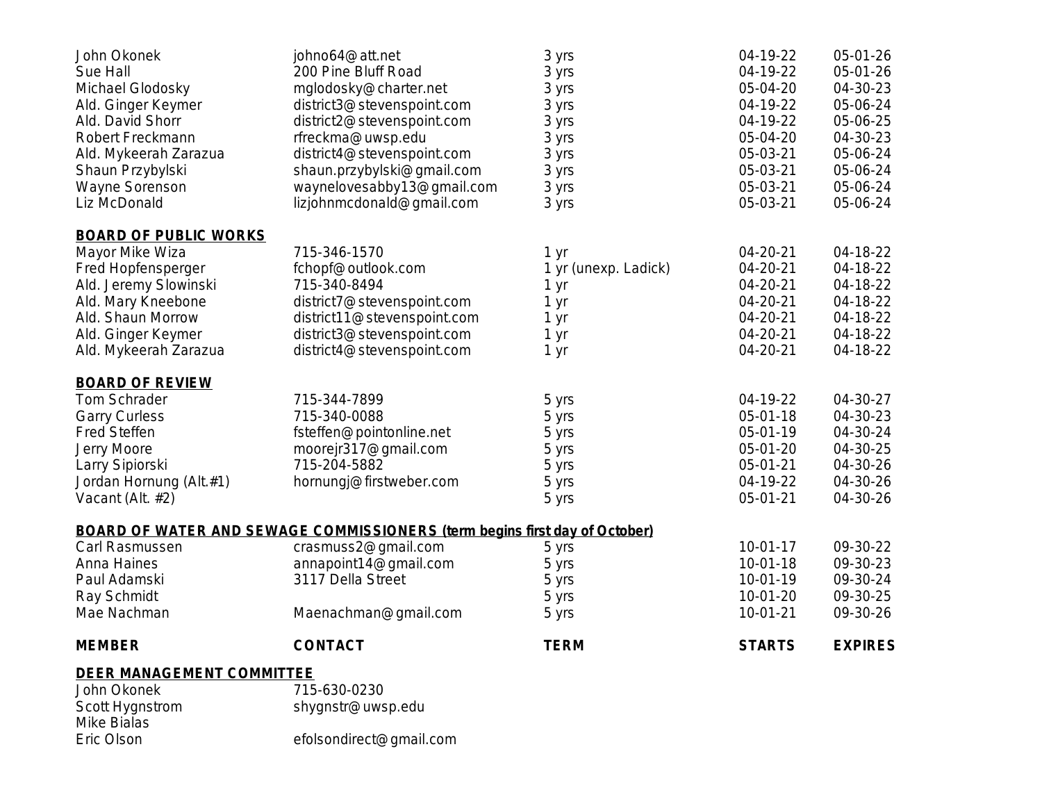| | | | | |
|---|---|---|---|---|
| John Okonek | johno64@att.net | 3 yrs | 04-19-22 | 05-01-26 |
| Sue Hall | 200 Pine Bluff Road | 3 yrs | 04-19-22 | 05-01-26 |
| Michael Glodosky | mglodosky@charter.net | 3 yrs | 05-04-20 | 04-30-23 |
| Ald. Ginger Keymer | district3@stevenspoint.com | 3 yrs | 04-19-22 | 05-06-24 |
| Ald. David Shorr | district2@stevenspoint.com | 3 yrs | 04-19-22 | 05-06-25 |
| Robert Freckmann | rfreckma@uwsp.edu | 3 yrs | 05-04-20 | 04-30-23 |
| Ald. Mykeerah Zarazua | district4@stevenspoint.com | 3 yrs | 05-03-21 | 05-06-24 |
| Shaun Przybylski | shaun.przybylski@gmail.com | 3 yrs | 05-03-21 | 05-06-24 |
| Wayne Sorenson | waynelovesabby13@gmail.com | 3 yrs | 05-03-21 | 05-06-24 |
| Liz McDonald | lizjohnmcdonald@gmail.com | 3 yrs | 05-03-21 | 05-06-24 |

**BOARD OF PUBLIC WORKS**

| | | | | |
|---|---|---|---|---|
| Mayor Mike Wiza | 715-346-1570 | 1 yr | 04-20-21 | 04-18-22 |
| Fred Hopfensperger | fchopf@outlook.com | 1 yr (unexp. Ladick) | 04-20-21 | 04-18-22 |
| Ald. Jeremy Slowinski | 715-340-8494 | 1 yr | 04-20-21 | 04-18-22 |
| Ald. Mary Kneebone | district7@stevenspoint.com | 1 yr | 04-20-21 | 04-18-22 |
| Ald. Shaun Morrow | district11@stevenspoint.com | 1 yr | 04-20-21 | 04-18-22 |
| Ald. Ginger Keymer | district3@stevenspoint.com | 1 yr | 04-20-21 | 04-18-22 |
| Ald. Mykeerah Zarazua | district4@stevenspoint.com | 1 yr | 04-20-21 | 04-18-22 |

**BOARD OF REVIEW**

| | | | | |
|---|---|---|---|---|
| Tom Schrader | 715-344-7899 | 5 yrs | 04-19-22 | 04-30-27 |
| Garry Curless | 715-340-0088 | 5 yrs | 05-01-18 | 04-30-23 |
| Fred Steffen | fsteffen@pointonline.net | 5 yrs | 05-01-19 | 04-30-24 |
| Jerry Moore | moorejr317@gmail.com | 5 yrs | 05-01-20 | 04-30-25 |
| Larry Sipiorski | 715-204-5882 | 5 yrs | 05-01-21 | 04-30-26 |
| Jordan Hornung (Alt.#1) | hornungj@firstweber.com | 5 yrs | 04-19-22 | 04-30-26 |
| Vacant (Alt. #2) | | 5 yrs | 05-01-21 | 04-30-26 |

**BOARD OF WATER AND SEWAGE COMMISSIONERS (term begins first day of October)**

| | | | | |
|---|---|---|---|---|
| Carl Rasmussen | crasmuss2@gmail.com | 5 yrs | 10-01-17 | 09-30-22 |
| Anna Haines | annapoint14@gmail.com | 5 yrs | 10-01-18 | 09-30-23 |
| Paul Adamski | 3117 Della Street | 5 yrs | 10-01-19 | 09-30-24 |
| Ray Schmidt | | 5 yrs | 10-01-20 | 09-30-25 |
| Mae Nachman | Maenachman@gmail.com | 5 yrs | 10-01-21 | 09-30-26 |

| **MEMBER** | **CONTACT** | **TERM** | **STARTS** | **EXPIRES** |
|---|---|---|---|---|

**DEER MANAGEMENT COMMITTEE**

| | | | | |
|---|---|---|---|---|
| John Okonek | 715-630-0230 | | | |
| Scott Hygnstrom | shygnstr@uwsp.edu | | | |
| Mike Bialas | | | | |
| Eric Olson | efolsondirect@gmail.com | | | |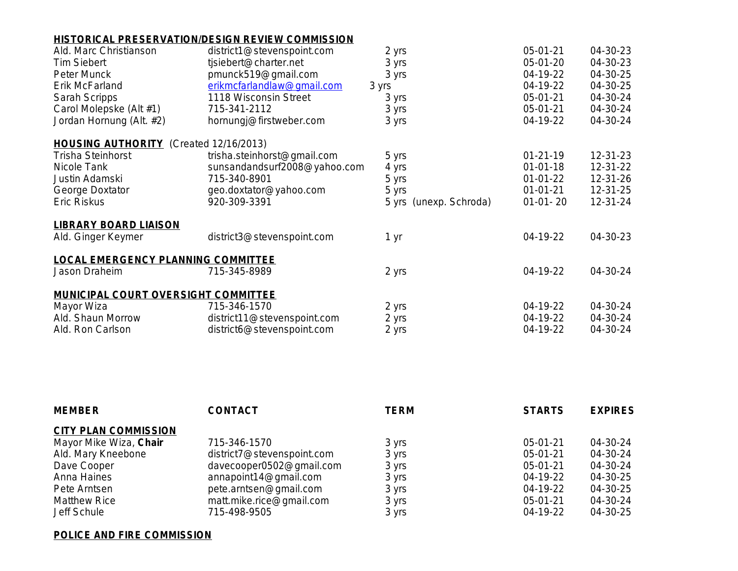**HISTORICAL PRESERVATION/DESIGN REVIEW COMMISSION**

| | | | | |
|---|---|---|---|---|
| Ald. Marc Christianson | district1@stevenspoint.com | 2 yrs | 05-01-21 | 04-30-23 |
| Tim Siebert | tjsiebert@charter.net | 3 yrs | 05-01-20 | 04-30-23 |
| Peter Munck | pmunck519@gmail.com | 3 yrs | 04-19-22 | 04-30-25 |
| Erik McFarland | erikmcfarlandlaw@gmail.com | 3 yrs | 04-19-22 | 04-30-25 |
| Sarah Scripps | 1118 Wisconsin Street | 3 yrs | 05-01-21 | 04-30-24 |
| Carol Molepske (Alt #1) | 715-341-2112 | 3 yrs | 05-01-21 | 04-30-24 |
| Jordan Hornung (Alt. #2) | hornungj@firstweber.com | 3 yrs | 04-19-22 | 04-30-24 |

**HOUSING AUTHORITY** (Created 12/16/2013)

| | | | | |
|---|---|---|---|---|
| Trisha Steinhorst | trisha.steinhorst@gmail.com | 5 yrs | 01-21-19 | 12-31-23 |
| Nicole Tank | sunsandandsurf2008@yahoo.com | 4 yrs | 01-01-18 | 12-31-22 |
| Justin Adamski | 715-340-8901 | 5 yrs | 01-01-22 | 12-31-26 |
| George Doxtator | geo.doxtator@yahoo.com | 5 yrs | 01-01-21 | 12-31-25 |
| Eric Riskus | 920-309-3391 | 5 yrs (unexp. Schroda) | 01-01- 20 | 12-31-24 |

**LIBRARY BOARD LIAISON**

| | | | | |
|---|---|---|---|---|
| Ald. Ginger Keymer | district3@stevenspoint.com | 1 yr | 04-19-22 | 04-30-23 |

**LOCAL EMERGENCY PLANNING COMMITTEE**

| | | | | |
|---|---|---|---|---|
| Jason Draheim | 715-345-8989 | 2 yrs | 04-19-22 | 04-30-24 |

**MUNICIPAL COURT OVERSIGHT COMMITTEE**

| | | | | |
|---|---|---|---|---|
| Mayor Wiza | 715-346-1570 | 2 yrs | 04-19-22 | 04-30-24 |
| Ald. Shaun Morrow | district11@stevenspoint.com | 2 yrs | 04-19-22 | 04-30-24 |
| Ald. Ron Carlson | district6@stevenspoint.com | 2 yrs | 04-19-22 | 04-30-24 |

| MEMBER | CONTACT | TERM | STARTS | EXPIRES |
|---|---|---|---|---|
| **CITY PLAN COMMISSION** | | | | |
| Mayor Mike Wiza, **Chair** | 715-346-1570 | 3 yrs | 05-01-21 | 04-30-24 |
| Ald. Mary Kneebone | district7@stevenspoint.com | 3 yrs | 05-01-21 | 04-30-24 |
| Dave Cooper | davecooper0502@gmail.com | 3 yrs | 05-01-21 | 04-30-24 |
| Anna Haines | annapoint14@gmail.com | 3 yrs | 04-19-22 | 04-30-25 |
| Pete Arntsen | pete.arntsen@gmail.com | 3 yrs | 04-19-22 | 04-30-25 |
| Matthew Rice | matt.mike.rice@gmail.com | 3 yrs | 05-01-21 | 04-30-24 |
| Jeff Schule | 715-498-9505 | 3 yrs | 04-19-22 | 04-30-25 |

**POLICE AND FIRE COMMISSION**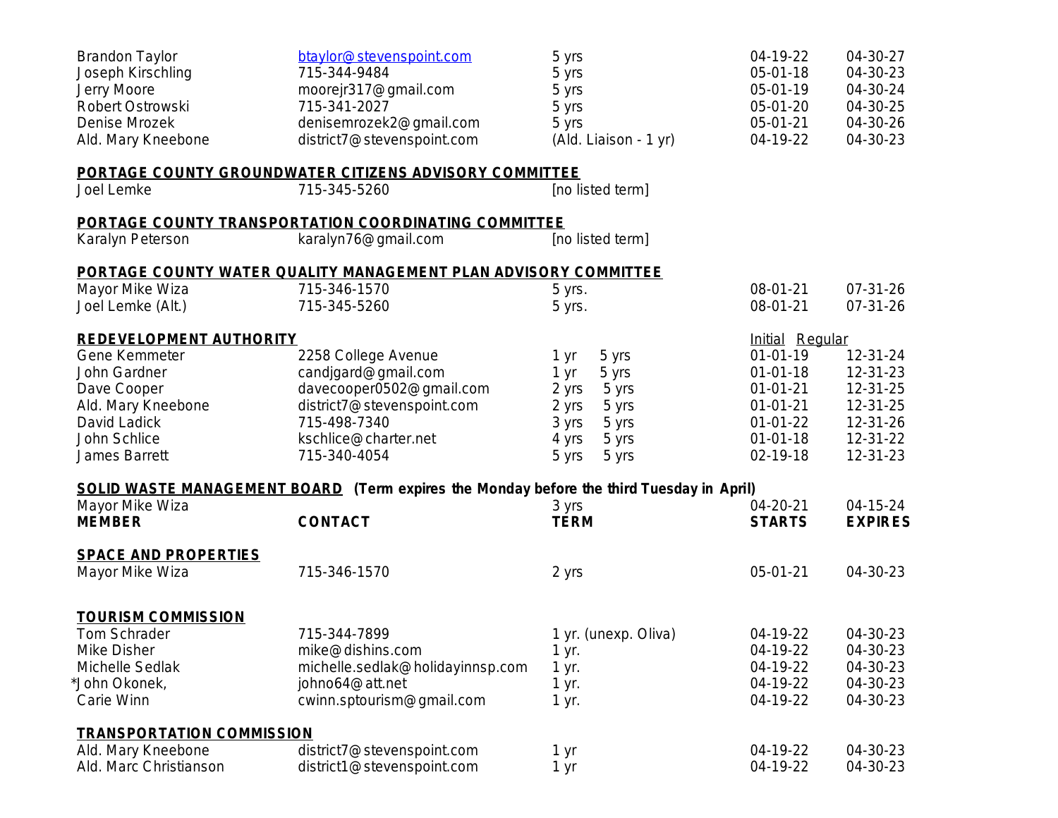| | | | | |
|---|---|---|---|---|
| Brandon Taylor | btaylor@stevenspoint.com | 5 yrs | 04-19-22 | 04-30-27 |
| Joseph Kirschling | 715-344-9484 | 5 yrs | 05-01-18 | 04-30-23 |
| Jerry Moore | moorejr317@gmail.com | 5 yrs | 05-01-19 | 04-30-24 |
| Robert Ostrowski | 715-341-2027 | 5 yrs | 05-01-20 | 04-30-25 |
| Denise Mrozek | denisemrozek2@gmail.com | 5 yrs | 05-01-21 | 04-30-26 |
| Ald. Mary Kneebone | district7@stevenspoint.com | (Ald. Liaison - 1 yr) | 04-19-22 | 04-30-23 |

**PORTAGE COUNTY GROUNDWATER CITIZENS ADVISORY COMMITTEE**

| | | | | |
|---|---|---|---|---|
| Joel Lemke | 715-345-5260 | [no listed term] | | |

**PORTAGE COUNTY TRANSPORTATION COORDINATING COMMITTEE**

| | | | | |
|---|---|---|---|---|
| Karalyn Peterson | karalyn76@gmail.com | [no listed term] | | |

**PORTAGE COUNTY WATER QUALITY MANAGEMENT PLAN ADVISORY COMMITTEE**

| | | | | |
|---|---|---|---|---|
| Mayor Mike Wiza | 715-346-1570 | 5 yrs. | 08-01-21 | 07-31-26 |
| Joel Lemke (Alt.) | 715-345-5260 | 5 yrs. | 08-01-21 | 07-31-26 |

**REDEVELOPMENT AUTHORITY**

| | | Initial | Regular | | |
|---|---|---|---|---|---|
| Gene Kemmeter | 2258 College Avenue | 1 yr | 5 yrs | 01-01-19 | 12-31-24 |
| John Gardner | candjgard@gmail.com | 1 yr | 5 yrs | 01-01-18 | 12-31-23 |
| Dave Cooper | davecooper0502@gmail.com | 2 yrs | 5 yrs | 01-01-21 | 12-31-25 |
| Ald. Mary Kneebone | district7@stevenspoint.com | 2 yrs | 5 yrs | 01-01-21 | 12-31-25 |
| David Ladick | 715-498-7340 | 3 yrs | 5 yrs | 01-01-22 | 12-31-26 |
| John Schlice | kschlice@charter.net | 4 yrs | 5 yrs | 01-01-18 | 12-31-22 |
| James Barrett | 715-340-4054 | 5 yrs | 5 yrs | 02-19-18 | 12-31-23 |

**SOLID WASTE MANAGEMENT BOARD (Term expires the Monday before the third Tuesday in April)**

| | | | | |
|---|---|---|---|---|
| Mayor Mike Wiza | | 3 yrs | 04-20-21 | 04-15-24 |

| **MEMBER** | **CONTACT** | **TERM** | **STARTS** | **EXPIRES** |
|---|---|---|---|---|

**SPACE AND PROPERTIES**

| | | | | |
|---|---|---|---|---|
| Mayor Mike Wiza | 715-346-1570 | 2 yrs | 05-01-21 | 04-30-23 |

**TOURISM COMMISSION**

| | | | | |
|---|---|---|---|---|
| Tom Schrader | 715-344-7899 | 1 yr. (unexp. Oliva) | 04-19-22 | 04-30-23 |
| Mike Disher | mike@dishins.com | 1 yr. | 04-19-22 | 04-30-23 |
| Michelle Sedlak | michelle.sedlak@holidayinnsp.com | 1 yr. | 04-19-22 | 04-30-23 |
| *John Okonek, | johno64@att.net | 1 yr. | 04-19-22 | 04-30-23 |
| Carie Winn | cwinn.sptourism@gmail.com | 1 yr. | 04-19-22 | 04-30-23 |

**TRANSPORTATION COMMISSION**

| | | | | |
|---|---|---|---|---|
| Ald. Mary Kneebone | district7@stevenspoint.com | 1 yr | 04-19-22 | 04-30-23 |
| Ald. Marc Christianson | district1@stevenspoint.com | 1 yr | 04-19-22 | 04-30-23 |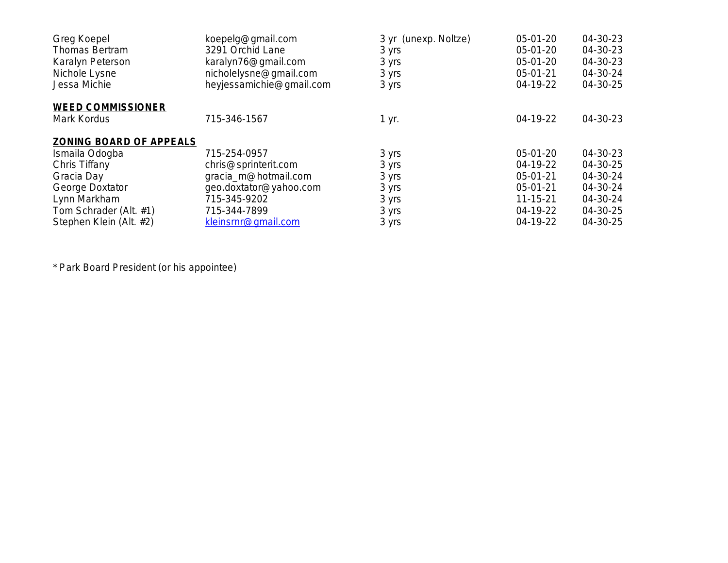| | | | | |
|---|---|---|---|---|
| Greg Koepel | koepelg@gmail.com | 3 yr (unexp. Noltze) | 05-01-20 | 04-30-23 |
| Thomas Bertram | 3291 Orchid Lane | 3 yrs | 05-01-20 | 04-30-23 |
| Karalyn Peterson | karalyn76@gmail.com | 3 yrs | 05-01-20 | 04-30-23 |
| Nichole Lysne | nicholelysne@gmail.com | 3 yrs | 05-01-21 | 04-30-24 |
| Jessa Michie | heyjessamichie@gmail.com | 3 yrs | 04-19-22 | 04-30-25 |

**WEED COMMISSIONER**

| | | | | |
|---|---|---|---|---|
| Mark Kordus | 715-346-1567 | 1 yr. | 04-19-22 | 04-30-23 |

**ZONING BOARD OF APPEALS**

| | | | | |
|---|---|---|---|---|
| Ismaila Odogba | 715-254-0957 | 3 yrs | 05-01-20 | 04-30-23 |
| Chris Tiffany | chris@sprinterit.com | 3 yrs | 04-19-22 | 04-30-25 |
| Gracia Day | gracia_m@hotmail.com | 3 yrs | 05-01-21 | 04-30-24 |
| George Doxtator | geo.doxtator@yahoo.com | 3 yrs | 05-01-21 | 04-30-24 |
| Lynn Markham | 715-345-9202 | 3 yrs | 11-15-21 | 04-30-24 |
| Tom Schrader (Alt. #1) | 715-344-7899 | 3 yrs | 04-19-22 | 04-30-25 |
| Stephen Klein (Alt. #2) | kleinsrnr@gmail.com | 3 yrs | 04-19-22 | 04-30-25 |

* Park Board President (or his appointee)